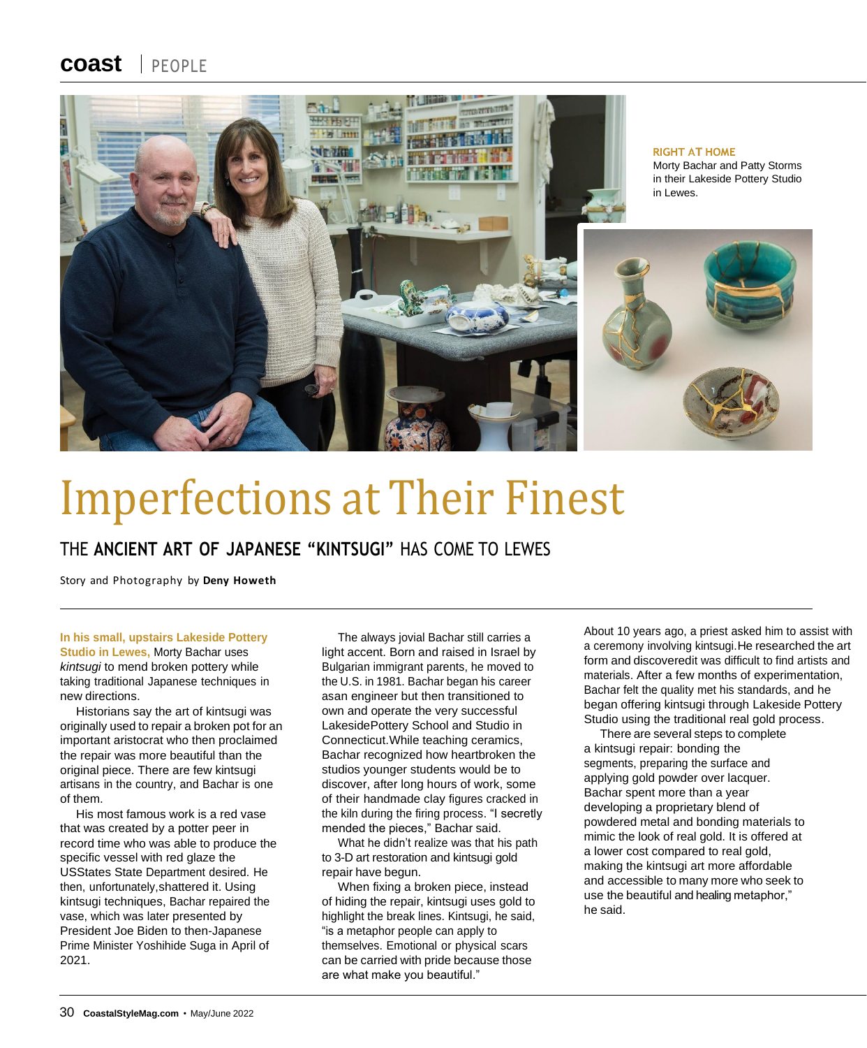**RIGHT AT HOME**
Morty Bachar and Patty Storms in their Lakeside Pottery Studio in Lewes.

# Imperfections at Their Finest

## THE ANCIENT ART OF JAPANESE "KINTSUGI" HAS COME TO LEWES

Story and Photography by **Deny Howeth**

**In his small, upstairs Lakeside Pottery Studio in Lewes,** Morty Bachar uses *kintsugi* to mend broken pottery while taking traditional Japanese techniques in new directions.

Historians say the art of kintsugi was originally used to repair a broken pot for an important aristocrat who then proclaimed the repair was more beautiful than the original piece. There are few kintsugi artisans in the country, and Bachar is one of them.

His most famous work is a red vase that was created by a potter peer in record time who was able to produce the specific vessel with red glaze the USStates State Department desired. He then, unfortunately,shattered it. Using kintsugi techniques, Bachar repaired the vase, which was later presented by President Joe Biden to then-Japanese Prime Minister Yoshihide Suga in April of 2021.

The always jovial Bachar still carries a light accent. Born and raised in Israel by Bulgarian immigrant parents, he moved to the U.S. in 1981. Bachar began his career asan engineer but then transitioned to own and operate the very successful LakesidePottery School and Studio in Connecticut.While teaching ceramics, Bachar recognized how heartbroken the studios younger students would be to discover, after long hours of work, some of their handmade clay figures cracked in the kiln during the firing process. "I secretly mended the pieces," Bachar said.

What he didn't realize was that his path to 3-D art restoration and kintsugi gold repair have begun.

When fixing a broken piece, instead of hiding the repair, kintsugi uses gold to highlight the break lines. Kintsugi, he said, "is a metaphor people can apply to themselves. Emotional or physical scars can be carried with pride because those are what make you beautiful."

About 10 years ago, a priest asked him to assist with a ceremony involving kintsugi.He researched the art form and discoveredit was difficult to find artists and materials. After a few months of experimentation, Bachar felt the quality met his standards, and he began offering kintsugi through Lakeside Pottery Studio using the traditional real gold process.

There are several steps to complete a kintsugi repair: bonding the segments, preparing the surface and applying gold powder over lacquer. Bachar spent more than a year developing a proprietary blend of powdered metal and bonding materials to mimic the look of real gold. It is offered at a lower cost compared to real gold, making the kintsugi art more affordable and accessible to many more who seek to use the beautiful and healing metaphor," he said.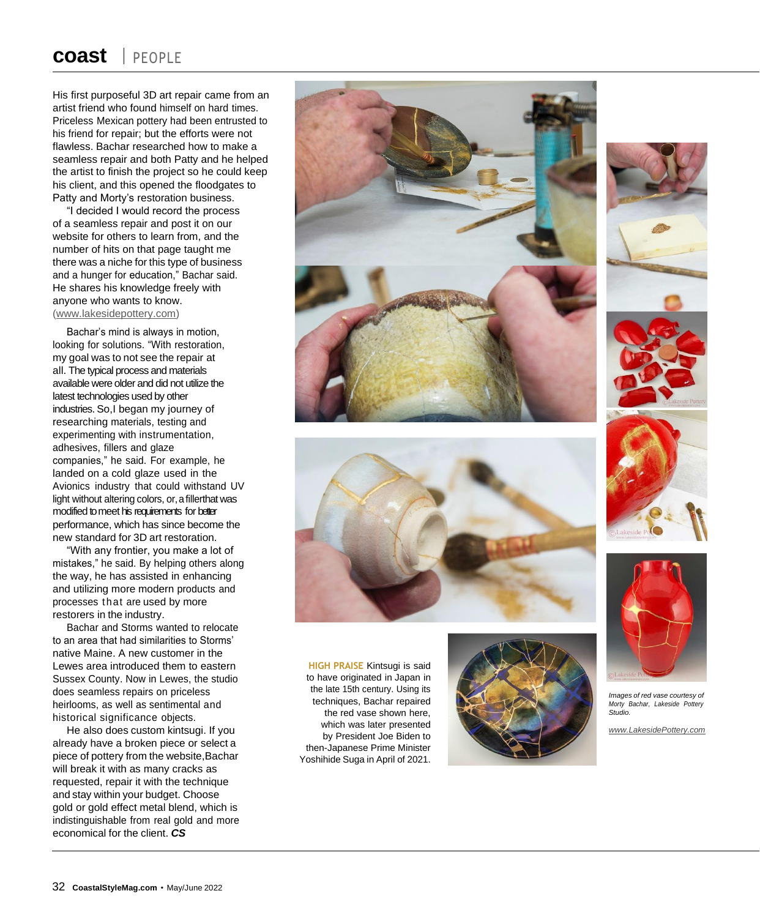His first purposeful 3D art repair came from an artist friend who found himself on hard times. Priceless Mexican pottery had been entrusted to his friend for repair; but the efforts were not flawless. Bachar researched how to make a seamless repair and both Patty and he helped the artist to finish the project so he could keep his client, and this opened the floodgates to Patty and Morty's restoration business.

"I decided I would record the process of a seamless repair and post it on our website for others to learn from, and the number of hits on that page taught me there was a niche for this type of business and a hunger for education," Bachar said. He shares his knowledge freely with anyone who wants to know. (www.lakesidepottery.com)

Bachar's mind is always in motion, looking for solutions. "With restoration, my goal was to not see the repair at all. The typical process and materials available were older and did not utilize the latest technologies used by other industries. So,I began my journey of researching materials, testing and experimenting with instrumentation, adhesives, fillers and glaze companies," he said. For example, he landed on a cold glaze used in the Avionics industry that could withstand UV light without altering colors, or, a fillerthat was modified to meet his requirements for better performance, which has since become the new standard for 3D art restoration.

"With any frontier, you make a lot of mistakes," he said. By helping others along the way, he has assisted in enhancing and utilizing more modern products and processes that are used by more restorers in the industry.

Bachar and Storms wanted to relocate to an area that had similarities to Storms' native Maine. A new customer in the Lewes area introduced them to eastern Sussex County. Now in Lewes, the studio does seamless repairs on priceless heirlooms, as well as sentimental and historical significance objects.

He also does custom kintsugi. If you already have a broken piece or select a piece of pottery from the website,Bachar will break it with as many cracks as requested, repair it with the technique and stay within your budget. Choose gold or gold effect metal blend, which is indistinguishable from real gold and more economical for the client. ***CS***

**HIGH PRAISE** Kintsugi is said to have originated in Japan in the late 15th century. Using its techniques, Bachar repaired the red vase shown here, which was later presented by President Joe Biden to then-Japanese Prime Minister Yoshihide Suga in April of 2021.

*Images of red vase courtesy of Morty Bachar, Lakeside Pottery Studio.*

*www.LakesidePottery.com*